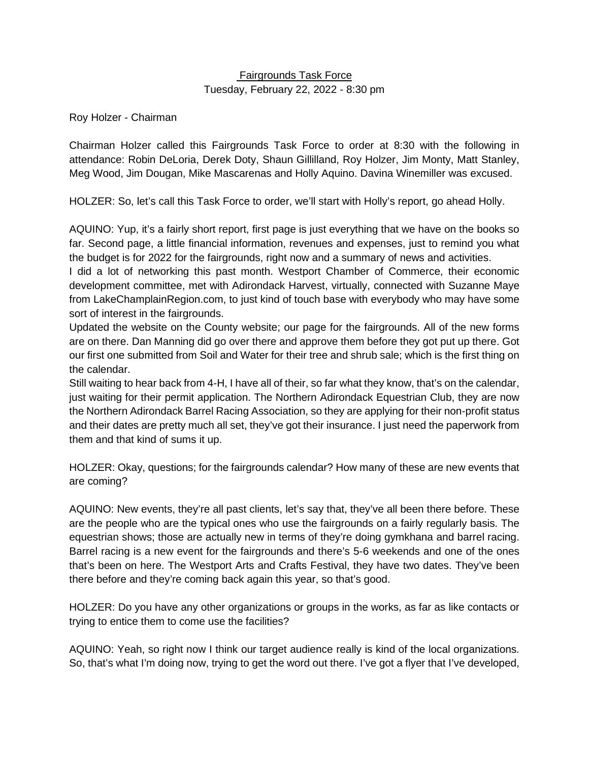# Fairgrounds Task Force

Tuesday, February 22, 2022 - 8:30 pm

Roy Holzer - Chairman

Chairman Holzer called this Fairgrounds Task Force to order at 8:30 with the following in attendance: Robin DeLoria, Derek Doty, Shaun Gillilland, Roy Holzer, Jim Monty, Matt Stanley, Meg Wood, Jim Dougan, Mike Mascarenas and Holly Aquino. Davina Winemiller was excused.

HOLZER: So, let's call this Task Force to order, we'll start with Holly's report, go ahead Holly.

AQUINO: Yup, it's a fairly short report, first page is just everything that we have on the books so far. Second page, a little financial information, revenues and expenses, just to remind you what the budget is for 2022 for the fairgrounds, right now and a summary of news and activities.

I did a lot of networking this past month. Westport Chamber of Commerce, their economic development committee, met with Adirondack Harvest, virtually, connected with Suzanne Maye from LakeChamplainRegion.com, to just kind of touch base with everybody who may have some sort of interest in the fairgrounds.

Updated the website on the County website; our page for the fairgrounds. All of the new forms are on there. Dan Manning did go over there and approve them before they got put up there. Got our first one submitted from Soil and Water for their tree and shrub sale; which is the first thing on the calendar.

Still waiting to hear back from 4-H, I have all of their, so far what they know, that's on the calendar, just waiting for their permit application. The Northern Adirondack Equestrian Club, they are now the Northern Adirondack Barrel Racing Association, so they are applying for their non-profit status and their dates are pretty much all set, they've got their insurance. I just need the paperwork from them and that kind of sums it up.

HOLZER: Okay, questions; for the fairgrounds calendar? How many of these are new events that are coming?

AQUINO: New events, they're all past clients, let's say that, they've all been there before. These are the people who are the typical ones who use the fairgrounds on a fairly regularly basis. The equestrian shows; those are actually new in terms of they're doing gymkhana and barrel racing. Barrel racing is a new event for the fairgrounds and there's 5-6 weekends and one of the ones that's been on here. The Westport Arts and Crafts Festival, they have two dates. They've been there before and they're coming back again this year, so that's good.

HOLZER: Do you have any other organizations or groups in the works, as far as like contacts or trying to entice them to come use the facilities?

AQUINO: Yeah, so right now I think our target audience really is kind of the local organizations. So, that's what I'm doing now, trying to get the word out there. I've got a flyer that I've developed,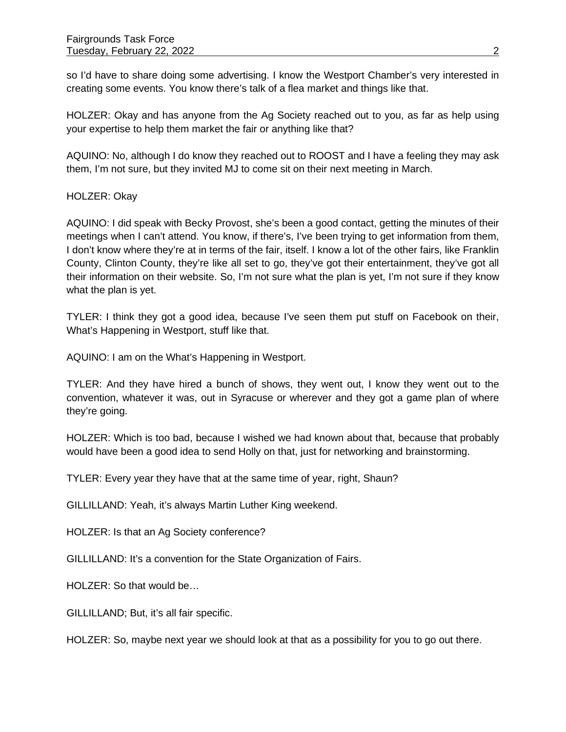so I'd have to share doing some advertising. I know the Westport Chamber's very interested in creating some events. You know there's talk of a flea market and things like that.

HOLZER: Okay and has anyone from the Ag Society reached out to you, as far as help using your expertise to help them market the fair or anything like that?

AQUINO: No, although I do know they reached out to ROOST and I have a feeling they may ask them, I'm not sure, but they invited MJ to come sit on their next meeting in March.

HOLZER: Okay

AQUINO: I did speak with Becky Provost, she's been a good contact, getting the minutes of their meetings when I can't attend. You know, if there's, I've been trying to get information from them, I don't know where they're at in terms of the fair, itself. I know a lot of the other fairs, like Franklin County, Clinton County, they're like all set to go, they've got their entertainment, they've got all their information on their website. So, I'm not sure what the plan is yet, I'm not sure if they know what the plan is yet.

TYLER: I think they got a good idea, because I've seen them put stuff on Facebook on their, What's Happening in Westport, stuff like that.

AQUINO: I am on the What's Happening in Westport.

TYLER: And they have hired a bunch of shows, they went out, I know they went out to the convention, whatever it was, out in Syracuse or wherever and they got a game plan of where they're going.

HOLZER: Which is too bad, because I wished we had known about that, because that probably would have been a good idea to send Holly on that, just for networking and brainstorming.

TYLER: Every year they have that at the same time of year, right, Shaun?

GILLILLAND: Yeah, it's always Martin Luther King weekend.

HOLZER: Is that an Ag Society conference?

GILLILLAND: It's a convention for the State Organization of Fairs.

HOLZER: So that would be…

GILLILLAND; But, it's all fair specific.

HOLZER: So, maybe next year we should look at that as a possibility for you to go out there.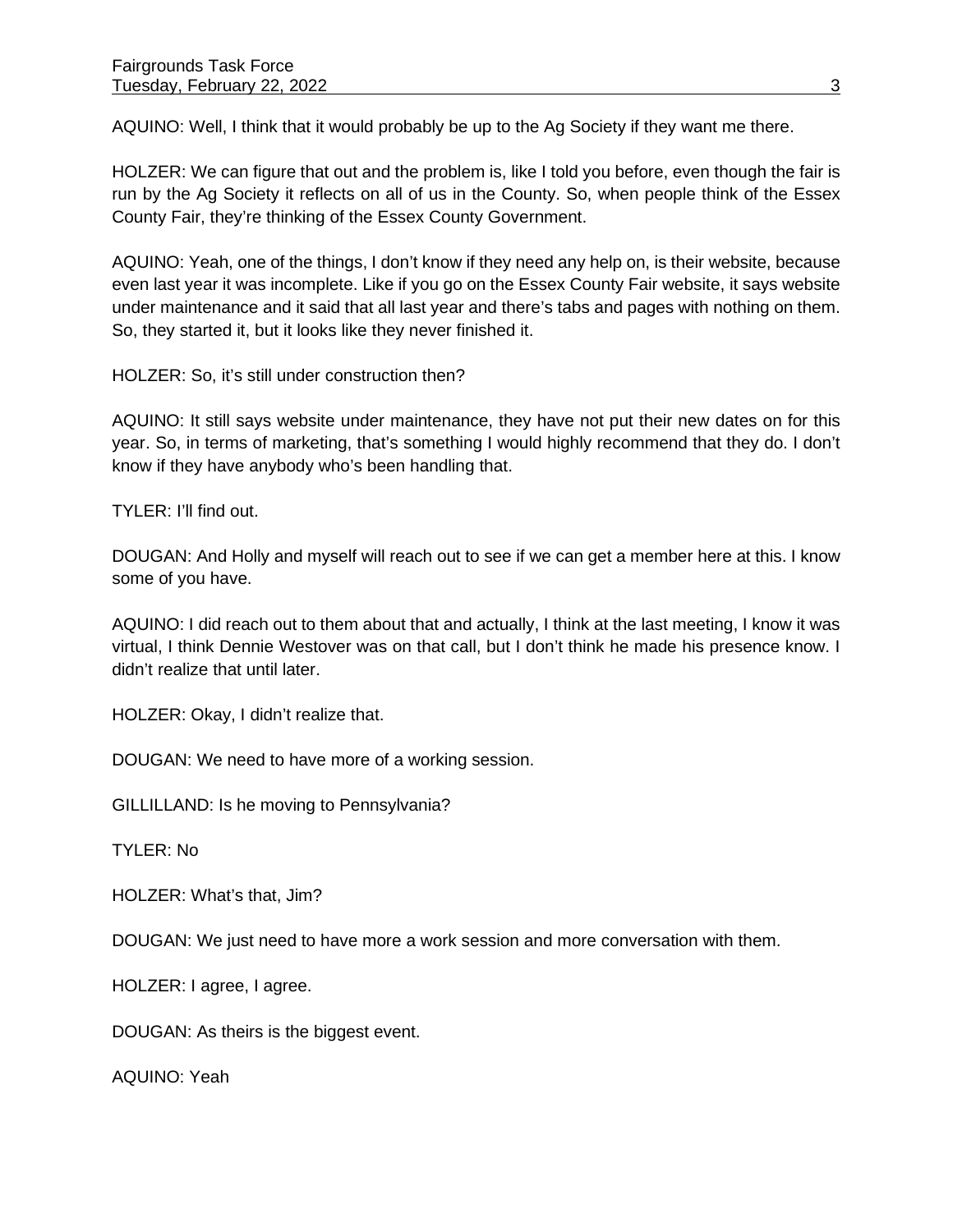AQUINO: Well, I think that it would probably be up to the Ag Society if they want me there.

HOLZER: We can figure that out and the problem is, like I told you before, even though the fair is run by the Ag Society it reflects on all of us in the County. So, when people think of the Essex County Fair, they're thinking of the Essex County Government.

AQUINO: Yeah, one of the things, I don't know if they need any help on, is their website, because even last year it was incomplete. Like if you go on the Essex County Fair website, it says website under maintenance and it said that all last year and there's tabs and pages with nothing on them. So, they started it, but it looks like they never finished it.

HOLZER: So, it's still under construction then?

AQUINO: It still says website under maintenance, they have not put their new dates on for this year. So, in terms of marketing, that's something I would highly recommend that they do. I don't know if they have anybody who's been handling that.

TYLER: I'll find out.

DOUGAN: And Holly and myself will reach out to see if we can get a member here at this. I know some of you have.

AQUINO: I did reach out to them about that and actually, I think at the last meeting, I know it was virtual, I think Dennie Westover was on that call, but I don't think he made his presence know. I didn't realize that until later.

HOLZER: Okay, I didn't realize that.

DOUGAN: We need to have more of a working session.

GILLILLAND: Is he moving to Pennsylvania?

TYLER: No

HOLZER: What's that, Jim?

DOUGAN: We just need to have more a work session and more conversation with them.

HOLZER: I agree, I agree.

DOUGAN: As theirs is the biggest event.

AQUINO: Yeah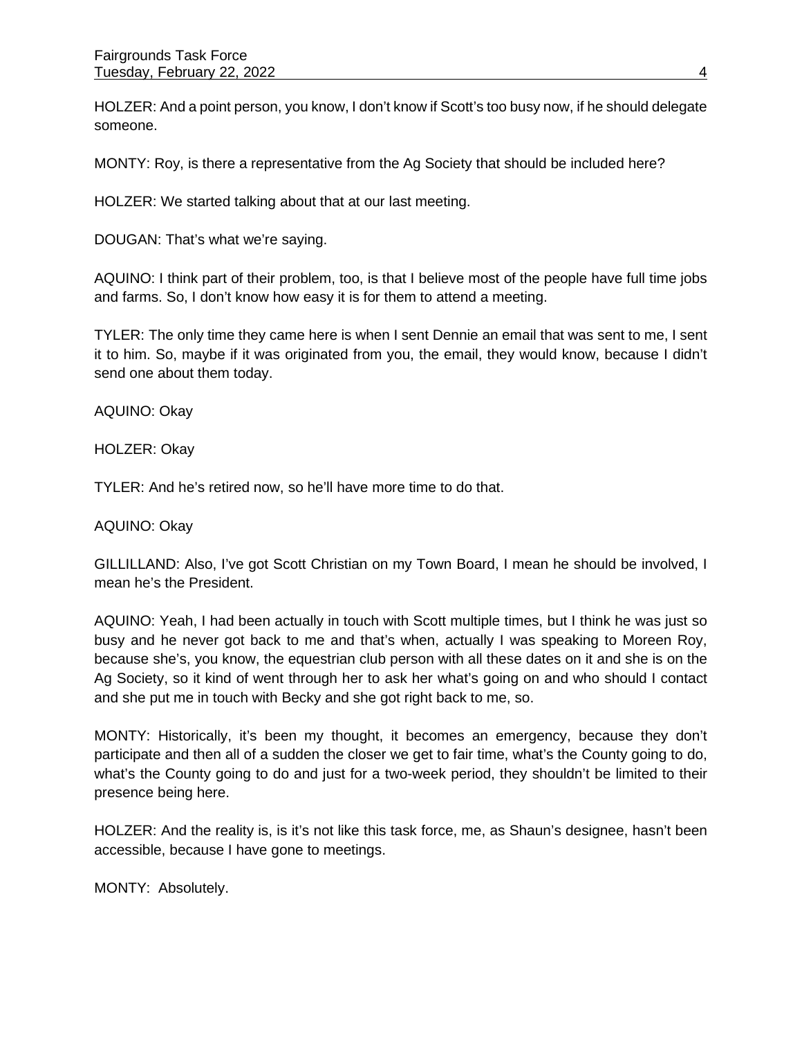HOLZER: And a point person, you know, I don't know if Scott's too busy now, if he should delegate someone.

MONTY: Roy, is there a representative from the Ag Society that should be included here?

HOLZER: We started talking about that at our last meeting.

DOUGAN: That's what we're saying.

AQUINO: I think part of their problem, too, is that I believe most of the people have full time jobs and farms. So, I don't know how easy it is for them to attend a meeting.

TYLER: The only time they came here is when I sent Dennie an email that was sent to me, I sent it to him. So, maybe if it was originated from you, the email, they would know, because I didn't send one about them today.

AQUINO: Okay

HOLZER: Okay

TYLER: And he's retired now, so he'll have more time to do that.

AQUINO: Okay

GILLILLAND: Also, I've got Scott Christian on my Town Board, I mean he should be involved, I mean he's the President.

AQUINO: Yeah, I had been actually in touch with Scott multiple times, but I think he was just so busy and he never got back to me and that's when, actually I was speaking to Moreen Roy, because she's, you know, the equestrian club person with all these dates on it and she is on the Ag Society, so it kind of went through her to ask her what's going on and who should I contact and she put me in touch with Becky and she got right back to me, so.

MONTY: Historically, it's been my thought, it becomes an emergency, because they don't participate and then all of a sudden the closer we get to fair time, what's the County going to do, what's the County going to do and just for a two-week period, they shouldn't be limited to their presence being here.

HOLZER: And the reality is, is it's not like this task force, me, as Shaun's designee, hasn't been accessible, because I have gone to meetings.

MONTY: Absolutely.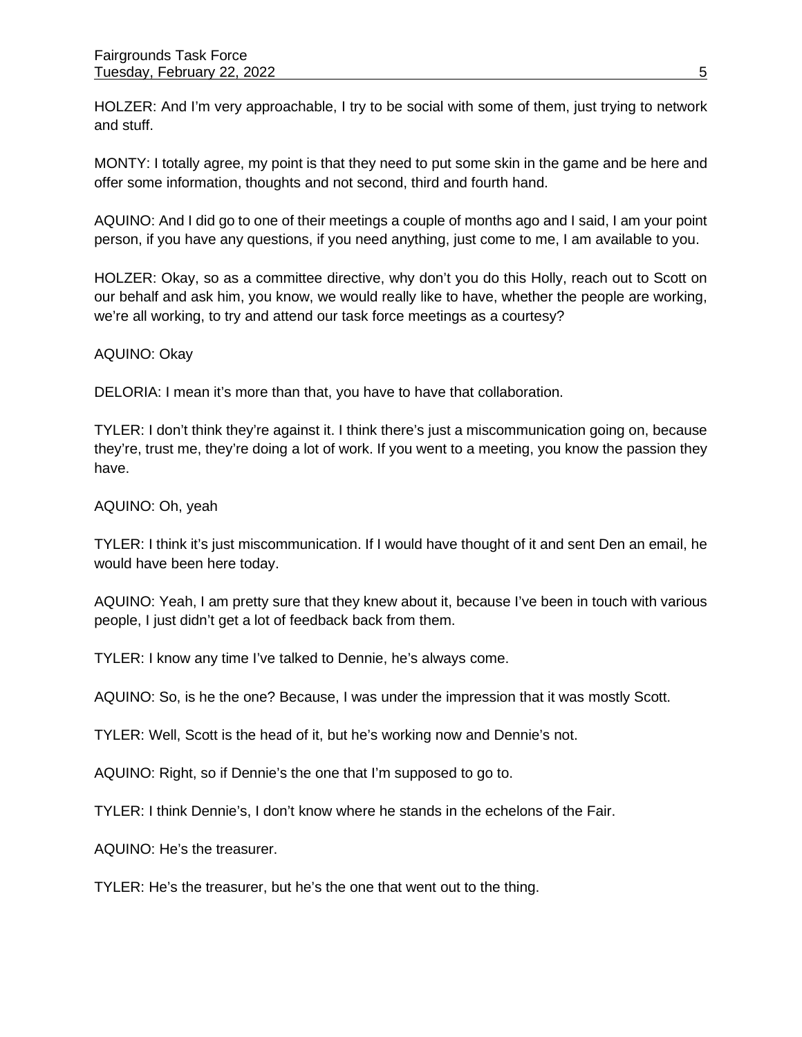HOLZER: And I'm very approachable, I try to be social with some of them, just trying to network and stuff.

MONTY: I totally agree, my point is that they need to put some skin in the game and be here and offer some information, thoughts and not second, third and fourth hand.

AQUINO: And I did go to one of their meetings a couple of months ago and I said, I am your point person, if you have any questions, if you need anything, just come to me, I am available to you.

HOLZER: Okay, so as a committee directive, why don't you do this Holly, reach out to Scott on our behalf and ask him, you know, we would really like to have, whether the people are working, we're all working, to try and attend our task force meetings as a courtesy?

AQUINO: Okay

DELORIA: I mean it's more than that, you have to have that collaboration.

TYLER: I don't think they're against it. I think there's just a miscommunication going on, because they're, trust me, they're doing a lot of work. If you went to a meeting, you know the passion they have.

AQUINO: Oh, yeah

TYLER: I think it's just miscommunication. If I would have thought of it and sent Den an email, he would have been here today.

AQUINO: Yeah, I am pretty sure that they knew about it, because I've been in touch with various people, I just didn't get a lot of feedback back from them.

TYLER: I know any time I've talked to Dennie, he's always come.

AQUINO: So, is he the one? Because, I was under the impression that it was mostly Scott.

TYLER: Well, Scott is the head of it, but he's working now and Dennie's not.

AQUINO: Right, so if Dennie's the one that I'm supposed to go to.

TYLER: I think Dennie's, I don't know where he stands in the echelons of the Fair.

AQUINO: He's the treasurer.

TYLER: He's the treasurer, but he's the one that went out to the thing.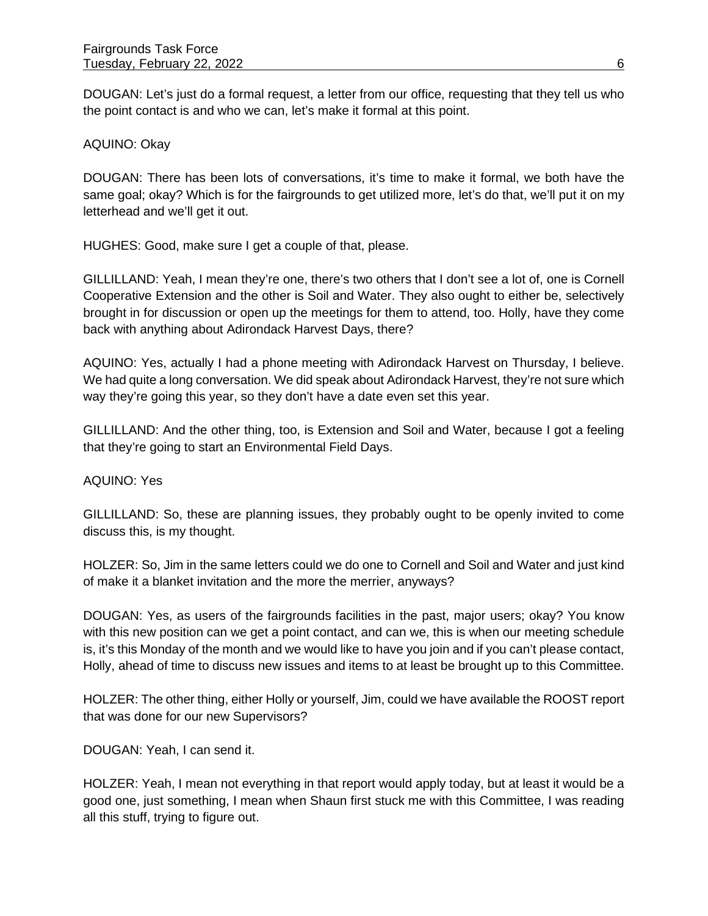DOUGAN: Let's just do a formal request, a letter from our office, requesting that they tell us who the point contact is and who we can, let's make it formal at this point.

AQUINO: Okay

DOUGAN: There has been lots of conversations, it's time to make it formal, we both have the same goal; okay? Which is for the fairgrounds to get utilized more, let's do that, we'll put it on my letterhead and we'll get it out.

HUGHES: Good, make sure I get a couple of that, please.

GILLILLAND: Yeah, I mean they're one, there's two others that I don't see a lot of, one is Cornell Cooperative Extension and the other is Soil and Water. They also ought to either be, selectively brought in for discussion or open up the meetings for them to attend, too. Holly, have they come back with anything about Adirondack Harvest Days, there?

AQUINO: Yes, actually I had a phone meeting with Adirondack Harvest on Thursday, I believe. We had quite a long conversation. We did speak about Adirondack Harvest, they're not sure which way they're going this year, so they don't have a date even set this year.

GILLILLAND: And the other thing, too, is Extension and Soil and Water, because I got a feeling that they're going to start an Environmental Field Days.

AQUINO: Yes

GILLILLAND: So, these are planning issues, they probably ought to be openly invited to come discuss this, is my thought.

HOLZER: So, Jim in the same letters could we do one to Cornell and Soil and Water and just kind of make it a blanket invitation and the more the merrier, anyways?

DOUGAN: Yes, as users of the fairgrounds facilities in the past, major users; okay? You know with this new position can we get a point contact, and can we, this is when our meeting schedule is, it's this Monday of the month and we would like to have you join and if you can't please contact, Holly, ahead of time to discuss new issues and items to at least be brought up to this Committee.

HOLZER: The other thing, either Holly or yourself, Jim, could we have available the ROOST report that was done for our new Supervisors?

DOUGAN: Yeah, I can send it.

HOLZER: Yeah, I mean not everything in that report would apply today, but at least it would be a good one, just something, I mean when Shaun first stuck me with this Committee, I was reading all this stuff, trying to figure out.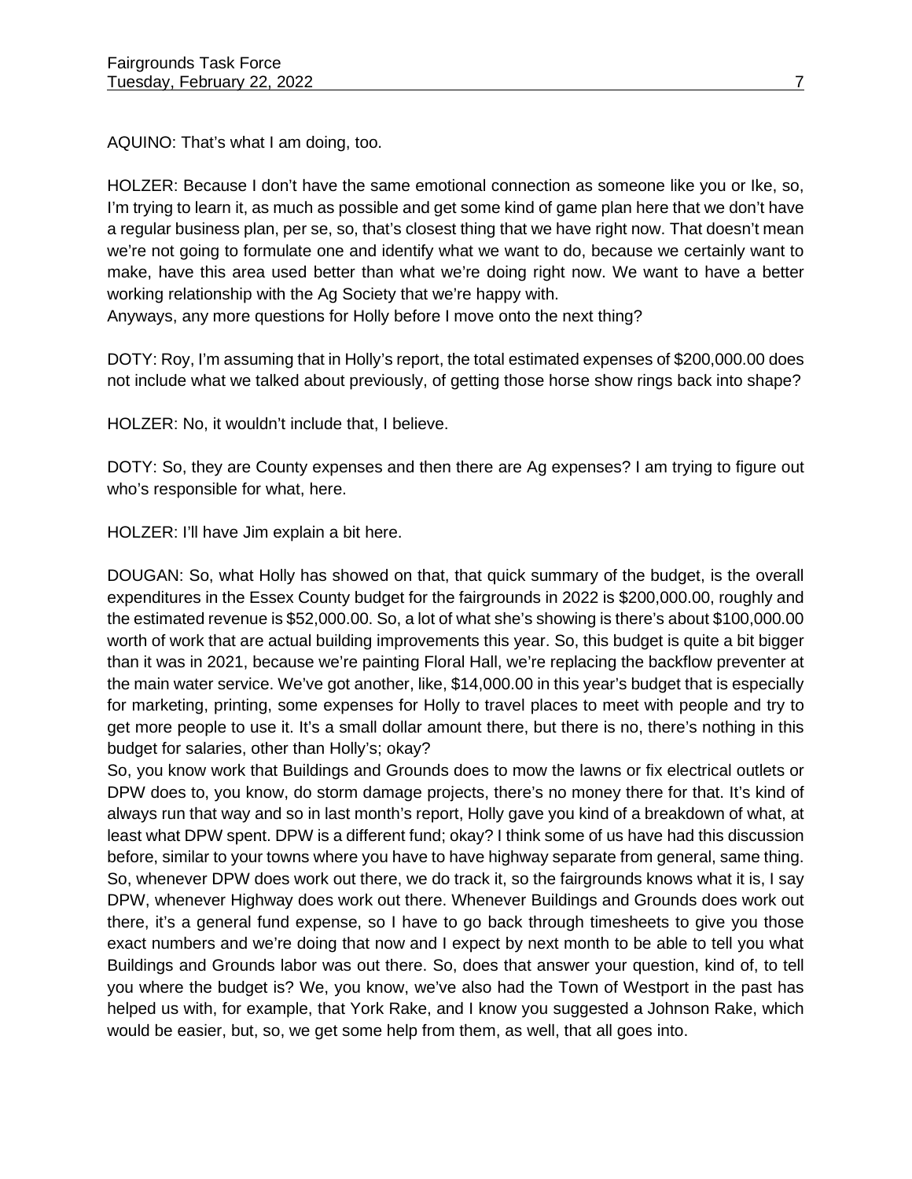AQUINO: That's what I am doing, too.

HOLZER: Because I don't have the same emotional connection as someone like you or Ike, so, I'm trying to learn it, as much as possible and get some kind of game plan here that we don't have a regular business plan, per se, so, that's closest thing that we have right now. That doesn't mean we're not going to formulate one and identify what we want to do, because we certainly want to make, have this area used better than what we're doing right now. We want to have a better working relationship with the Ag Society that we're happy with.
Anyways, any more questions for Holly before I move onto the next thing?

DOTY: Roy, I'm assuming that in Holly's report, the total estimated expenses of $200,000.00 does not include what we talked about previously, of getting those horse show rings back into shape?

HOLZER: No, it wouldn't include that, I believe.

DOTY: So, they are County expenses and then there are Ag expenses? I am trying to figure out who's responsible for what, here.

HOLZER: I'll have Jim explain a bit here.

DOUGAN: So, what Holly has showed on that, that quick summary of the budget, is the overall expenditures in the Essex County budget for the fairgrounds in 2022 is $200,000.00, roughly and the estimated revenue is $52,000.00. So, a lot of what she's showing is there's about $100,000.00 worth of work that are actual building improvements this year. So, this budget is quite a bit bigger than it was in 2021, because we're painting Floral Hall, we're replacing the backflow preventer at the main water service. We've got another, like, $14,000.00 in this year's budget that is especially for marketing, printing, some expenses for Holly to travel places to meet with people and try to get more people to use it. It's a small dollar amount there, but there is no, there's nothing in this budget for salaries, other than Holly's; okay?
So, you know work that Buildings and Grounds does to mow the lawns or fix electrical outlets or DPW does to, you know, do storm damage projects, there's no money there for that. It's kind of always run that way and so in last month's report, Holly gave you kind of a breakdown of what, at least what DPW spent. DPW is a different fund; okay? I think some of us have had this discussion before, similar to your towns where you have to have highway separate from general, same thing. So, whenever DPW does work out there, we do track it, so the fairgrounds knows what it is, I say DPW, whenever Highway does work out there. Whenever Buildings and Grounds does work out there, it's a general fund expense, so I have to go back through timesheets to give you those exact numbers and we're doing that now and I expect by next month to be able to tell you what Buildings and Grounds labor was out there. So, does that answer your question, kind of, to tell you where the budget is? We, you know, we've also had the Town of Westport in the past has helped us with, for example, that York Rake, and I know you suggested a Johnson Rake, which would be easier, but, so, we get some help from them, as well, that all goes into.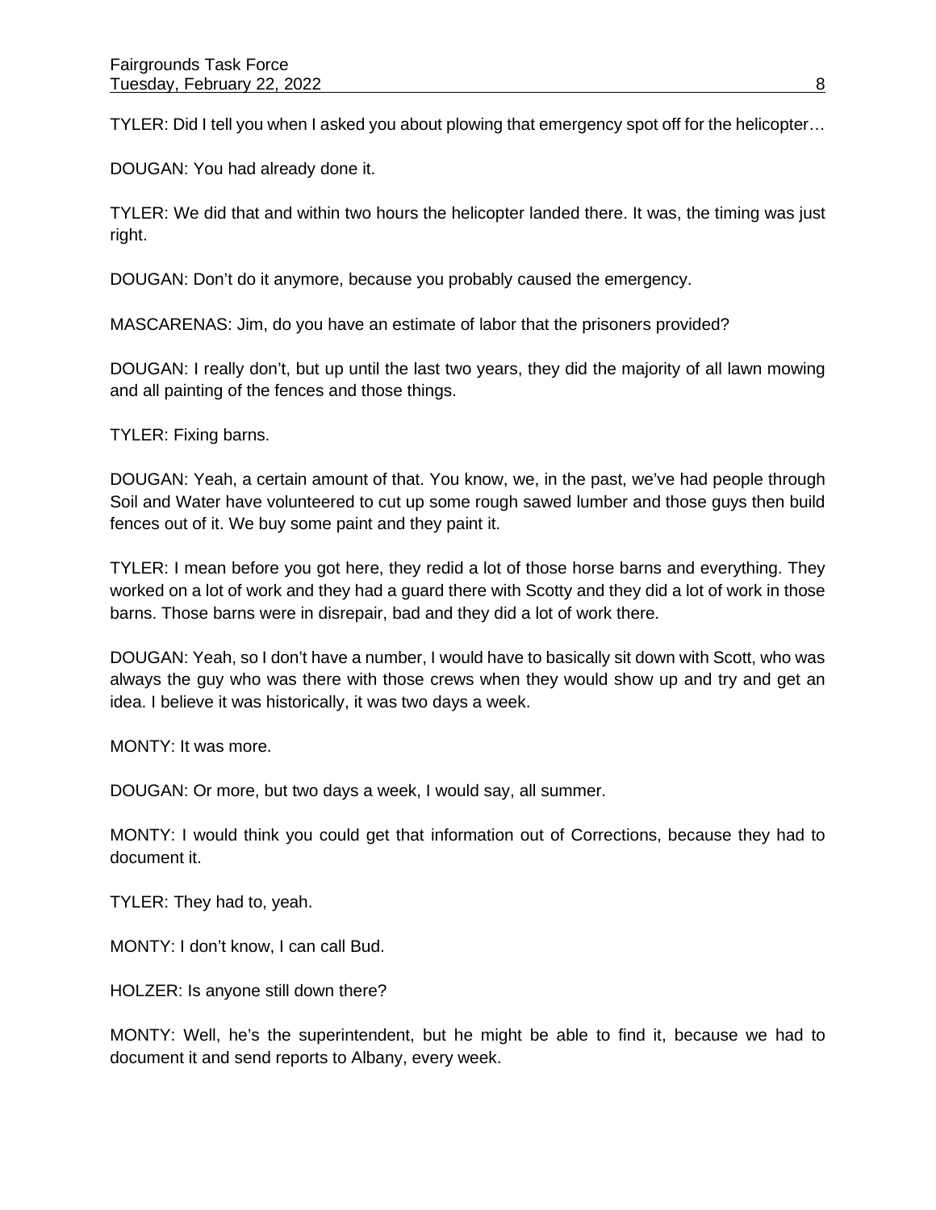TYLER: Did I tell you when I asked you about plowing that emergency spot off for the helicopter…

DOUGAN: You had already done it.

TYLER: We did that and within two hours the helicopter landed there. It was, the timing was just right.

DOUGAN: Don't do it anymore, because you probably caused the emergency.

MASCARENAS: Jim, do you have an estimate of labor that the prisoners provided?

DOUGAN: I really don't, but up until the last two years, they did the majority of all lawn mowing and all painting of the fences and those things.

TYLER: Fixing barns.

DOUGAN: Yeah, a certain amount of that. You know, we, in the past, we've had people through Soil and Water have volunteered to cut up some rough sawed lumber and those guys then build fences out of it. We buy some paint and they paint it.

TYLER: I mean before you got here, they redid a lot of those horse barns and everything. They worked on a lot of work and they had a guard there with Scotty and they did a lot of work in those barns. Those barns were in disrepair, bad and they did a lot of work there.

DOUGAN: Yeah, so I don't have a number, I would have to basically sit down with Scott, who was always the guy who was there with those crews when they would show up and try and get an idea. I believe it was historically, it was two days a week.

MONTY: It was more.

DOUGAN: Or more, but two days a week, I would say, all summer.

MONTY: I would think you could get that information out of Corrections, because they had to document it.

TYLER: They had to, yeah.

MONTY: I don't know, I can call Bud.

HOLZER: Is anyone still down there?

MONTY: Well, he's the superintendent, but he might be able to find it, because we had to document it and send reports to Albany, every week.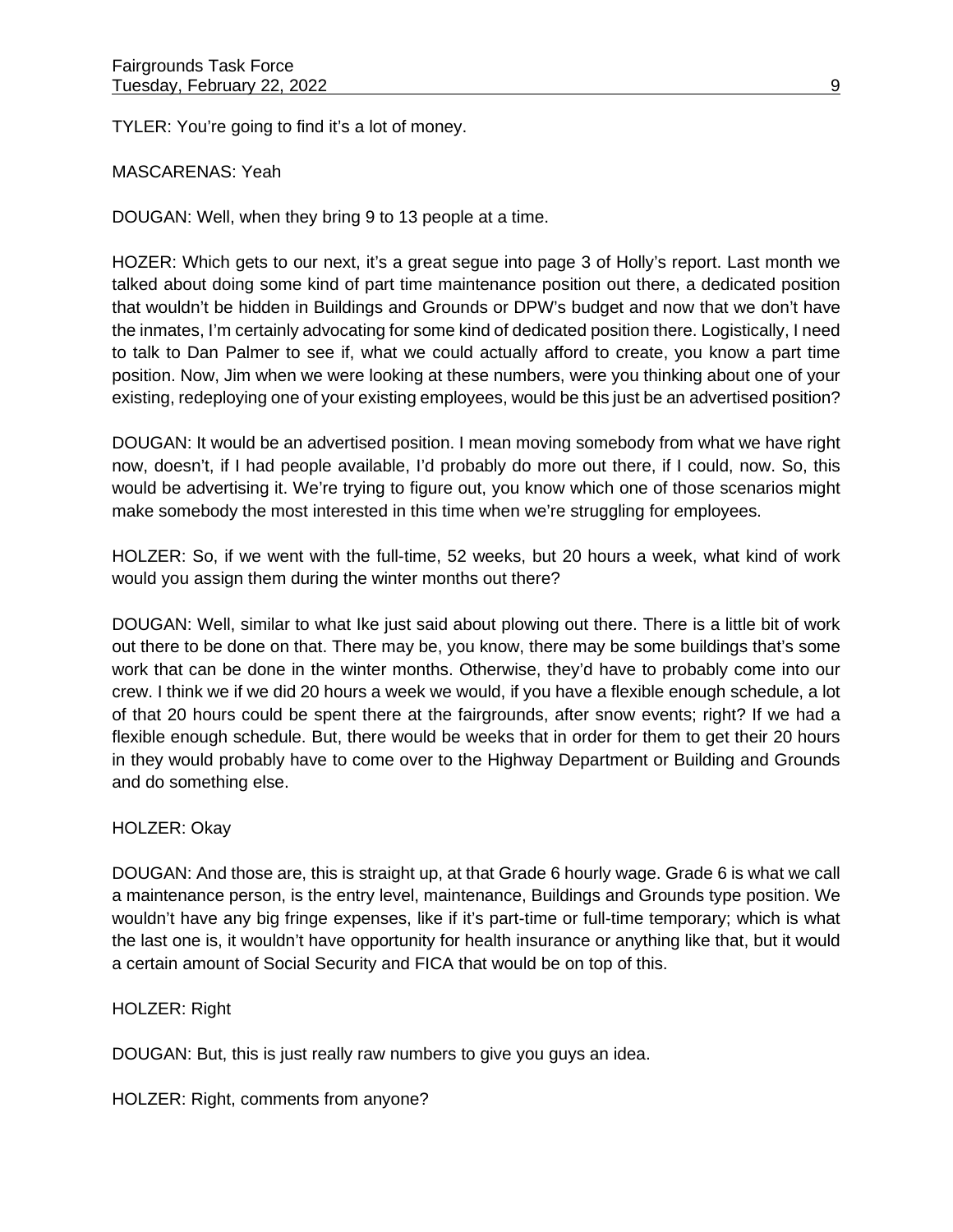TYLER: You're going to find it's a lot of money.

MASCARENAS: Yeah

DOUGAN: Well, when they bring 9 to 13 people at a time.

HOZER: Which gets to our next, it's a great segue into page 3 of Holly's report. Last month we talked about doing some kind of part time maintenance position out there, a dedicated position that wouldn't be hidden in Buildings and Grounds or DPW's budget and now that we don't have the inmates, I'm certainly advocating for some kind of dedicated position there. Logistically, I need to talk to Dan Palmer to see if, what we could actually afford to create, you know a part time position. Now, Jim when we were looking at these numbers, were you thinking about one of your existing, redeploying one of your existing employees, would be this just be an advertised position?

DOUGAN: It would be an advertised position. I mean moving somebody from what we have right now, doesn't, if I had people available, I'd probably do more out there, if I could, now. So, this would be advertising it. We're trying to figure out, you know which one of those scenarios might make somebody the most interested in this time when we're struggling for employees.

HOLZER: So, if we went with the full-time, 52 weeks, but 20 hours a week, what kind of work would you assign them during the winter months out there?

DOUGAN: Well, similar to what Ike just said about plowing out there. There is a little bit of work out there to be done on that. There may be, you know, there may be some buildings that's some work that can be done in the winter months. Otherwise, they'd have to probably come into our crew. I think we if we did 20 hours a week we would, if you have a flexible enough schedule, a lot of that 20 hours could be spent there at the fairgrounds, after snow events; right? If we had a flexible enough schedule. But, there would be weeks that in order for them to get their 20 hours in they would probably have to come over to the Highway Department or Building and Grounds and do something else.

HOLZER: Okay

DOUGAN: And those are, this is straight up, at that Grade 6 hourly wage. Grade 6 is what we call a maintenance person, is the entry level, maintenance, Buildings and Grounds type position. We wouldn't have any big fringe expenses, like if it's part-time or full-time temporary; which is what the last one is, it wouldn't have opportunity for health insurance or anything like that, but it would a certain amount of Social Security and FICA that would be on top of this.

HOLZER: Right

DOUGAN: But, this is just really raw numbers to give you guys an idea.

HOLZER: Right, comments from anyone?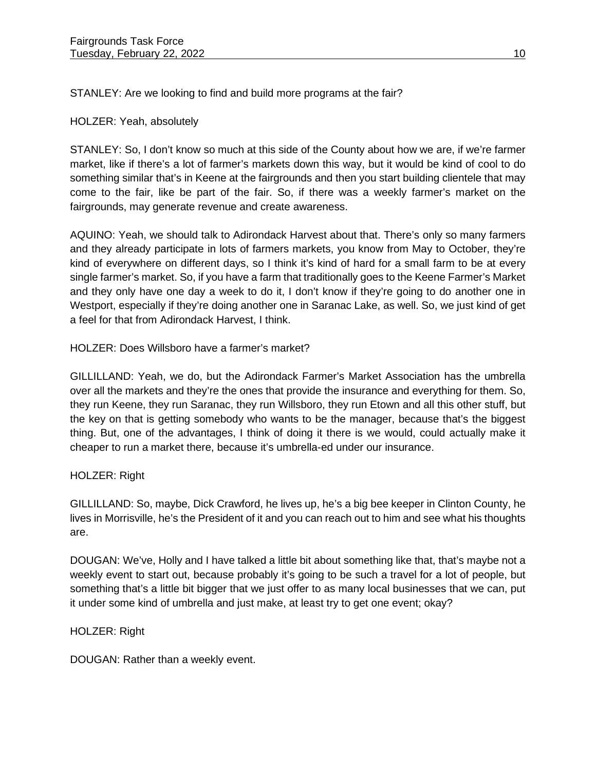STANLEY: Are we looking to find and build more programs at the fair?

HOLZER: Yeah, absolutely

STANLEY: So, I don't know so much at this side of the County about how we are, if we're farmer market, like if there's a lot of farmer's markets down this way, but it would be kind of cool to do something similar that's in Keene at the fairgrounds and then you start building clientele that may come to the fair, like be part of the fair. So, if there was a weekly farmer's market on the fairgrounds, may generate revenue and create awareness.

AQUINO: Yeah, we should talk to Adirondack Harvest about that. There's only so many farmers and they already participate in lots of farmers markets, you know from May to October, they're kind of everywhere on different days, so I think it's kind of hard for a small farm to be at every single farmer's market. So, if you have a farm that traditionally goes to the Keene Farmer's Market and they only have one day a week to do it, I don't know if they're going to do another one in Westport, especially if they're doing another one in Saranac Lake, as well. So, we just kind of get a feel for that from Adirondack Harvest, I think.

HOLZER: Does Willsboro have a farmer's market?

GILLILLAND: Yeah, we do, but the Adirondack Farmer's Market Association has the umbrella over all the markets and they're the ones that provide the insurance and everything for them. So, they run Keene, they run Saranac, they run Willsboro, they run Etown and all this other stuff, but the key on that is getting somebody who wants to be the manager, because that's the biggest thing. But, one of the advantages, I think of doing it there is we would, could actually make it cheaper to run a market there, because it's umbrella-ed under our insurance.

HOLZER: Right

GILLILLAND: So, maybe, Dick Crawford, he lives up, he's a big bee keeper in Clinton County, he lives in Morrisville, he's the President of it and you can reach out to him and see what his thoughts are.

DOUGAN: We've, Holly and I have talked a little bit about something like that, that's maybe not a weekly event to start out, because probably it's going to be such a travel for a lot of people, but something that's a little bit bigger that we just offer to as many local businesses that we can, put it under some kind of umbrella and just make, at least try to get one event; okay?

HOLZER: Right

DOUGAN: Rather than a weekly event.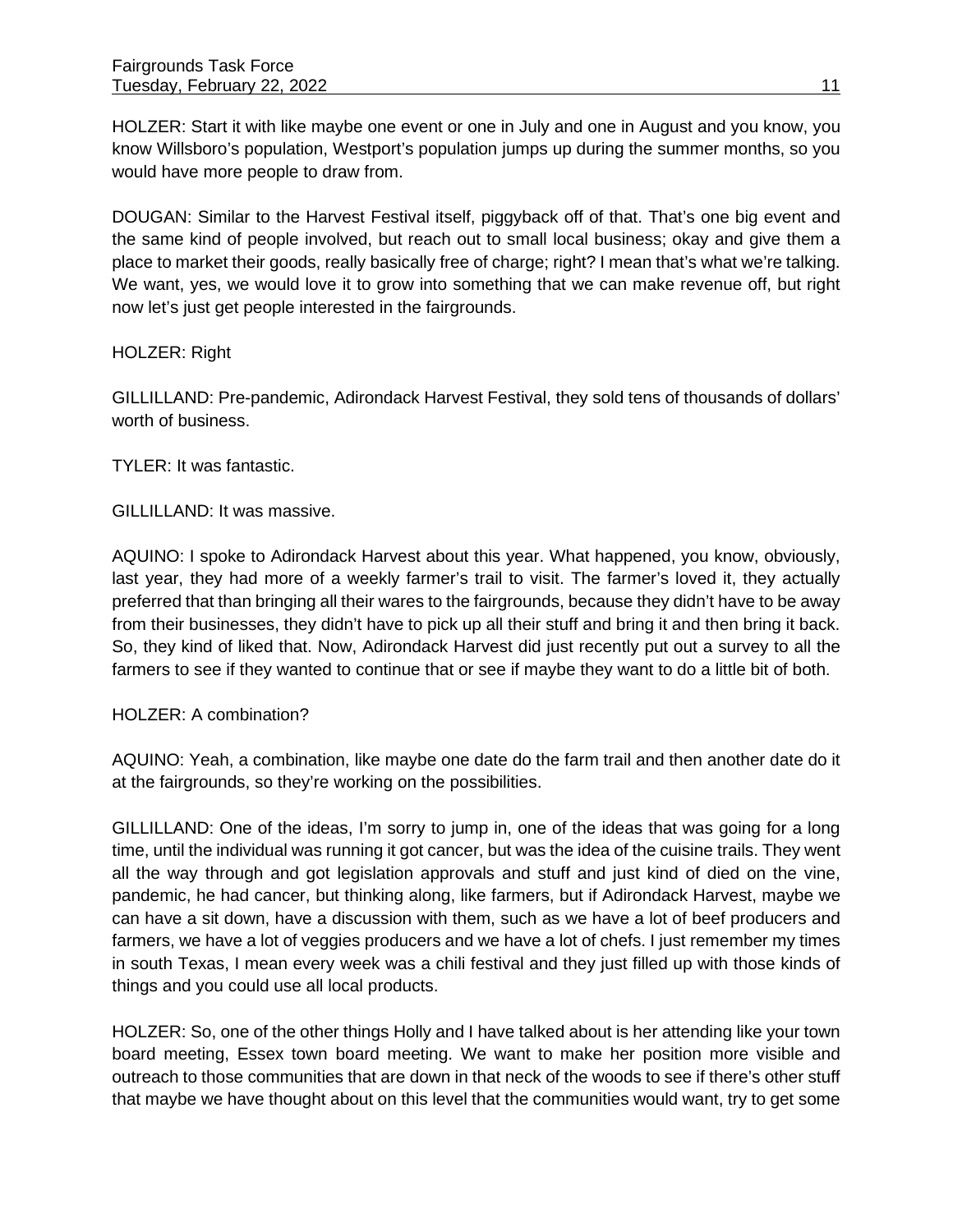HOLZER: Start it with like maybe one event or one in July and one in August and you know, you know Willsboro's population, Westport's population jumps up during the summer months, so you would have more people to draw from.

DOUGAN: Similar to the Harvest Festival itself, piggyback off of that. That's one big event and the same kind of people involved, but reach out to small local business; okay and give them a place to market their goods, really basically free of charge; right? I mean that's what we're talking. We want, yes, we would love it to grow into something that we can make revenue off, but right now let's just get people interested in the fairgrounds.

HOLZER: Right

GILLILLAND: Pre-pandemic, Adirondack Harvest Festival, they sold tens of thousands of dollars' worth of business.

TYLER: It was fantastic.

GILLILLAND: It was massive.

AQUINO: I spoke to Adirondack Harvest about this year. What happened, you know, obviously, last year, they had more of a weekly farmer's trail to visit. The farmer's loved it, they actually preferred that than bringing all their wares to the fairgrounds, because they didn't have to be away from their businesses, they didn't have to pick up all their stuff and bring it and then bring it back. So, they kind of liked that. Now, Adirondack Harvest did just recently put out a survey to all the farmers to see if they wanted to continue that or see if maybe they want to do a little bit of both.

HOLZER: A combination?

AQUINO: Yeah, a combination, like maybe one date do the farm trail and then another date do it at the fairgrounds, so they're working on the possibilities.

GILLILLAND: One of the ideas, I'm sorry to jump in, one of the ideas that was going for a long time, until the individual was running it got cancer, but was the idea of the cuisine trails. They went all the way through and got legislation approvals and stuff and just kind of died on the vine, pandemic, he had cancer, but thinking along, like farmers, but if Adirondack Harvest, maybe we can have a sit down, have a discussion with them, such as we have a lot of beef producers and farmers, we have a lot of veggies producers and we have a lot of chefs. I just remember my times in south Texas, I mean every week was a chili festival and they just filled up with those kinds of things and you could use all local products.

HOLZER: So, one of the other things Holly and I have talked about is her attending like your town board meeting, Essex town board meeting. We want to make her position more visible and outreach to those communities that are down in that neck of the woods to see if there's other stuff that maybe we have thought about on this level that the communities would want, try to get some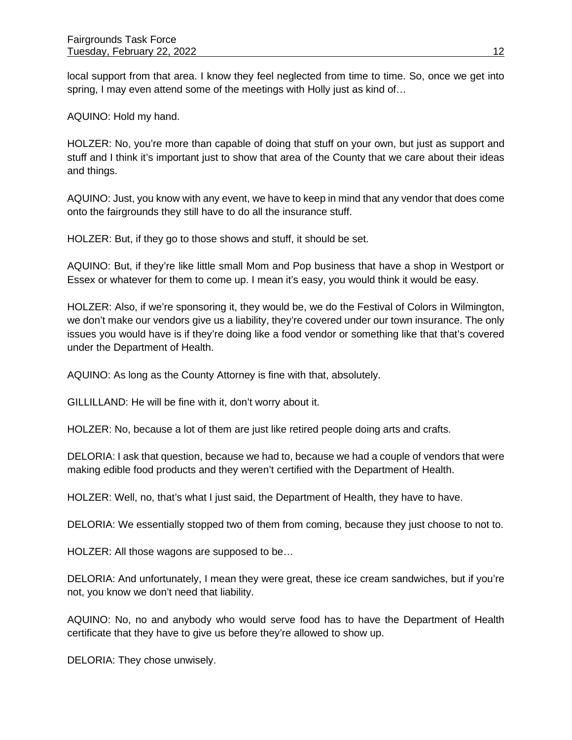local support from that area. I know they feel neglected from time to time. So, once we get into spring, I may even attend some of the meetings with Holly just as kind of…

AQUINO: Hold my hand.

HOLZER: No, you're more than capable of doing that stuff on your own, but just as support and stuff and I think it's important just to show that area of the County that we care about their ideas and things.

AQUINO: Just, you know with any event, we have to keep in mind that any vendor that does come onto the fairgrounds they still have to do all the insurance stuff.

HOLZER: But, if they go to those shows and stuff, it should be set.

AQUINO: But, if they're like little small Mom and Pop business that have a shop in Westport or Essex or whatever for them to come up. I mean it's easy, you would think it would be easy.

HOLZER: Also, if we're sponsoring it, they would be, we do the Festival of Colors in Wilmington, we don't make our vendors give us a liability, they're covered under our town insurance. The only issues you would have is if they're doing like a food vendor or something like that that's covered under the Department of Health.

AQUINO: As long as the County Attorney is fine with that, absolutely.

GILLILLAND: He will be fine with it, don't worry about it.

HOLZER: No, because a lot of them are just like retired people doing arts and crafts.

DELORIA: I ask that question, because we had to, because we had a couple of vendors that were making edible food products and they weren't certified with the Department of Health.

HOLZER: Well, no, that's what I just said, the Department of Health, they have to have.

DELORIA: We essentially stopped two of them from coming, because they just choose to not to.

HOLZER: All those wagons are supposed to be…

DELORIA: And unfortunately, I mean they were great, these ice cream sandwiches, but if you're not, you know we don't need that liability.

AQUINO: No, no and anybody who would serve food has to have the Department of Health certificate that they have to give us before they're allowed to show up.

DELORIA: They chose unwisely.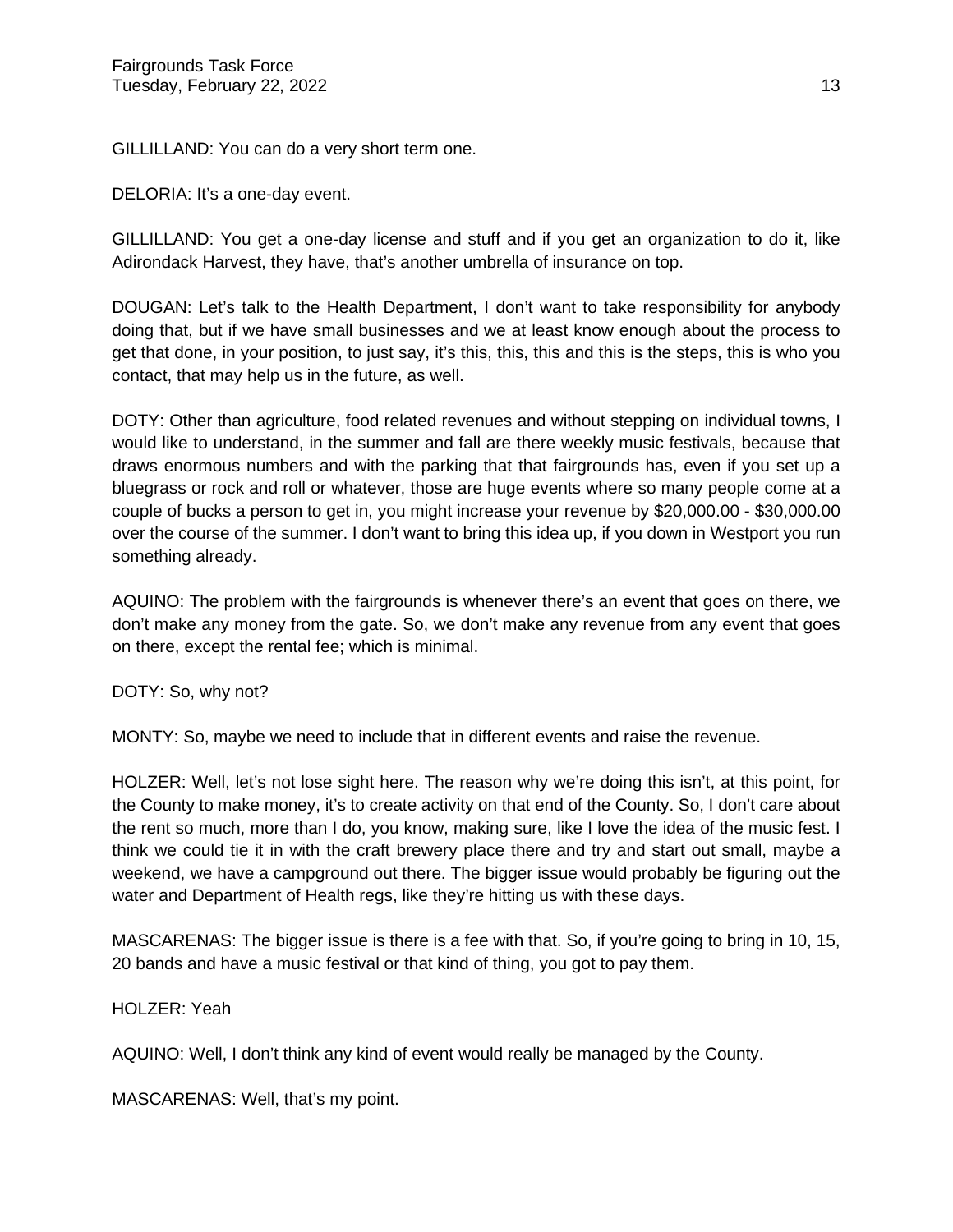GILLILLAND: You can do a very short term one.

DELORIA: It's a one-day event.

GILLILLAND: You get a one-day license and stuff and if you get an organization to do it, like Adirondack Harvest, they have, that's another umbrella of insurance on top.

DOUGAN: Let's talk to the Health Department, I don't want to take responsibility for anybody doing that, but if we have small businesses and we at least know enough about the process to get that done, in your position, to just say, it's this, this, this and this is the steps, this is who you contact, that may help us in the future, as well.

DOTY: Other than agriculture, food related revenues and without stepping on individual towns, I would like to understand, in the summer and fall are there weekly music festivals, because that draws enormous numbers and with the parking that that fairgrounds has, even if you set up a bluegrass or rock and roll or whatever, those are huge events where so many people come at a couple of bucks a person to get in, you might increase your revenue by $20,000.00 - $30,000.00 over the course of the summer. I don't want to bring this idea up, if you down in Westport you run something already.

AQUINO: The problem with the fairgrounds is whenever there's an event that goes on there, we don't make any money from the gate. So, we don't make any revenue from any event that goes on there, except the rental fee; which is minimal.

DOTY: So, why not?

MONTY: So, maybe we need to include that in different events and raise the revenue.

HOLZER: Well, let's not lose sight here. The reason why we're doing this isn't, at this point, for the County to make money, it's to create activity on that end of the County. So, I don't care about the rent so much, more than I do, you know, making sure, like I love the idea of the music fest. I think we could tie it in with the craft brewery place there and try and start out small, maybe a weekend, we have a campground out there. The bigger issue would probably be figuring out the water and Department of Health regs, like they're hitting us with these days.

MASCARENAS: The bigger issue is there is a fee with that. So, if you're going to bring in 10, 15, 20 bands and have a music festival or that kind of thing, you got to pay them.

HOLZER: Yeah

AQUINO: Well, I don't think any kind of event would really be managed by the County.

MASCARENAS: Well, that's my point.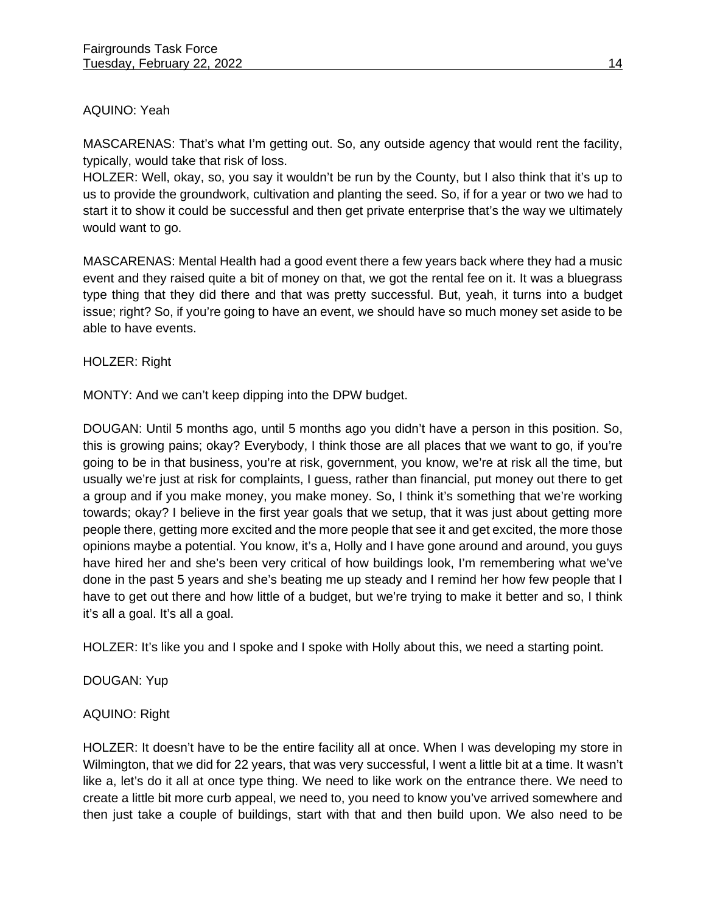AQUINO: Yeah

MASCARENAS: That's what I'm getting out. So, any outside agency that would rent the facility, typically, would take that risk of loss.

HOLZER: Well, okay, so, you say it wouldn't be run by the County, but I also think that it's up to us to provide the groundwork, cultivation and planting the seed. So, if for a year or two we had to start it to show it could be successful and then get private enterprise that's the way we ultimately would want to go.

MASCARENAS: Mental Health had a good event there a few years back where they had a music event and they raised quite a bit of money on that, we got the rental fee on it. It was a bluegrass type thing that they did there and that was pretty successful. But, yeah, it turns into a budget issue; right? So, if you're going to have an event, we should have so much money set aside to be able to have events.

HOLZER: Right

MONTY: And we can't keep dipping into the DPW budget.

DOUGAN: Until 5 months ago, until 5 months ago you didn't have a person in this position. So, this is growing pains; okay? Everybody, I think those are all places that we want to go, if you're going to be in that business, you're at risk, government, you know, we're at risk all the time, but usually we're just at risk for complaints, I guess, rather than financial, put money out there to get a group and if you make money, you make money. So, I think it's something that we're working towards; okay? I believe in the first year goals that we setup, that it was just about getting more people there, getting more excited and the more people that see it and get excited, the more those opinions maybe a potential. You know, it's a, Holly and I have gone around and around, you guys have hired her and she's been very critical of how buildings look, I'm remembering what we've done in the past 5 years and she's beating me up steady and I remind her how few people that I have to get out there and how little of a budget, but we're trying to make it better and so, I think it's all a goal. It's all a goal.

HOLZER: It's like you and I spoke and I spoke with Holly about this, we need a starting point.

DOUGAN: Yup

AQUINO: Right

HOLZER: It doesn't have to be the entire facility all at once. When I was developing my store in Wilmington, that we did for 22 years, that was very successful, I went a little bit at a time. It wasn't like a, let's do it all at once type thing. We need to like work on the entrance there. We need to create a little bit more curb appeal, we need to, you need to know you've arrived somewhere and then just take a couple of buildings, start with that and then build upon. We also need to be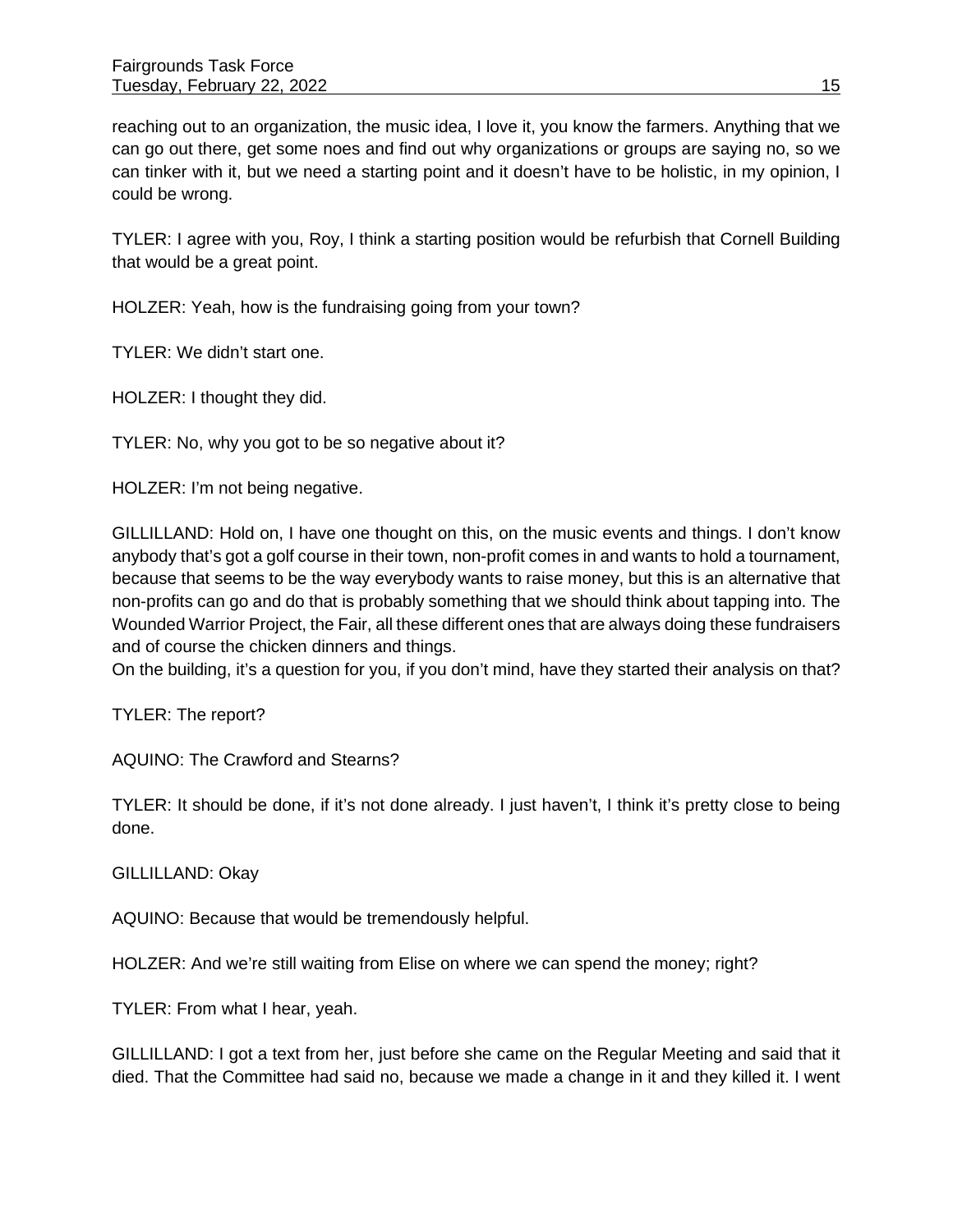reaching out to an organization, the music idea, I love it, you know the farmers. Anything that we can go out there, get some noes and find out why organizations or groups are saying no, so we can tinker with it, but we need a starting point and it doesn't have to be holistic, in my opinion, I could be wrong.

TYLER: I agree with you, Roy, I think a starting position would be refurbish that Cornell Building that would be a great point.

HOLZER: Yeah, how is the fundraising going from your town?

TYLER: We didn't start one.

HOLZER: I thought they did.

TYLER: No, why you got to be so negative about it?

HOLZER: I'm not being negative.

GILLILLAND: Hold on, I have one thought on this, on the music events and things. I don't know anybody that's got a golf course in their town, non-profit comes in and wants to hold a tournament, because that seems to be the way everybody wants to raise money, but this is an alternative that non-profits can go and do that is probably something that we should think about tapping into. The Wounded Warrior Project, the Fair, all these different ones that are always doing these fundraisers and of course the chicken dinners and things.
On the building, it's a question for you, if you don't mind, have they started their analysis on that?

TYLER: The report?

AQUINO: The Crawford and Stearns?

TYLER: It should be done, if it's not done already. I just haven't, I think it's pretty close to being done.

GILLILLAND: Okay

AQUINO: Because that would be tremendously helpful.

HOLZER: And we're still waiting from Elise on where we can spend the money; right?

TYLER: From what I hear, yeah.

GILLILLAND: I got a text from her, just before she came on the Regular Meeting and said that it died. That the Committee had said no, because we made a change in it and they killed it. I went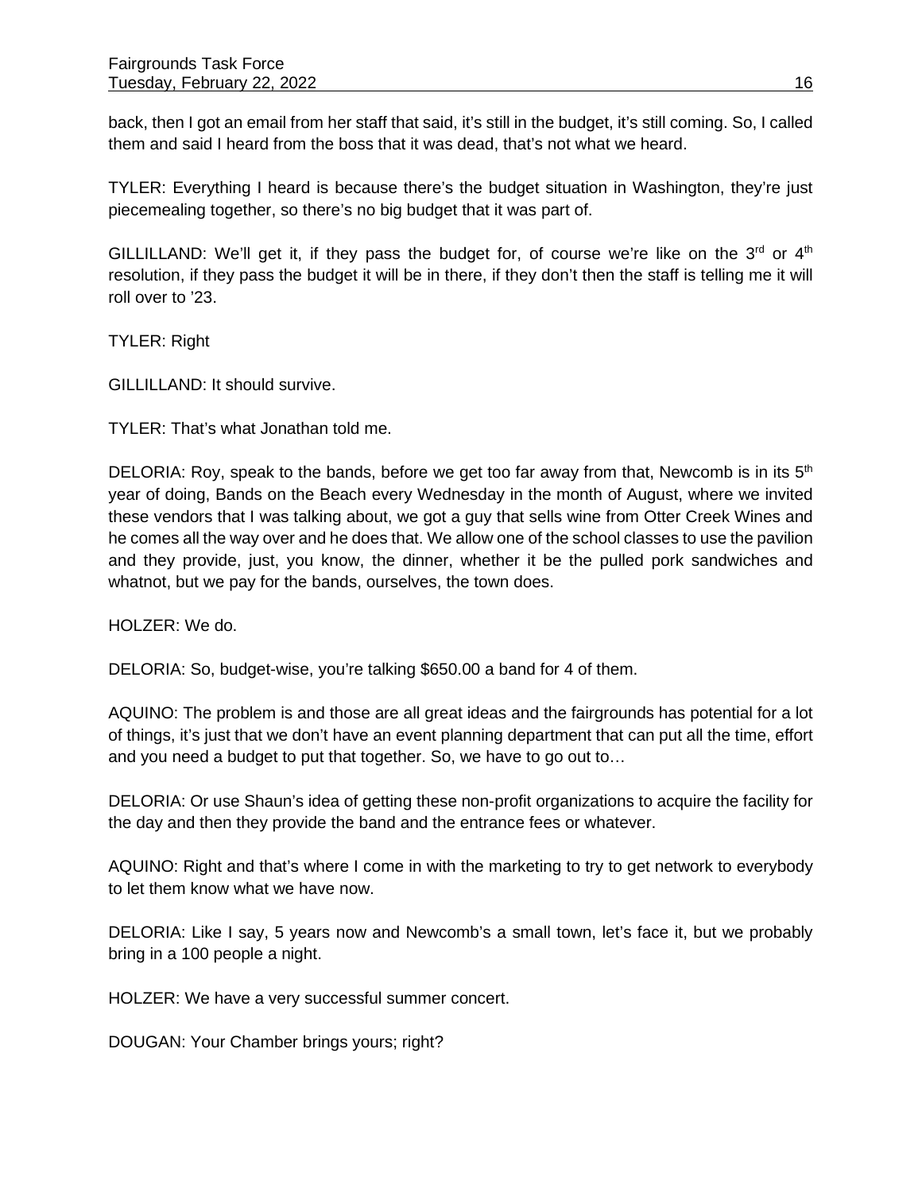back, then I got an email from her staff that said, it's still in the budget, it's still coming. So, I called them and said I heard from the boss that it was dead, that's not what we heard.

TYLER: Everything I heard is because there's the budget situation in Washington, they're just piecemealing together, so there's no big budget that it was part of.

GILLILLAND: We'll get it, if they pass the budget for, of course we're like on the 3rd or 4th resolution, if they pass the budget it will be in there, if they don't then the staff is telling me it will roll over to '23.

TYLER: Right

GILLILLAND: It should survive.

TYLER: That's what Jonathan told me.

DELORIA: Roy, speak to the bands, before we get too far away from that, Newcomb is in its 5th year of doing, Bands on the Beach every Wednesday in the month of August, where we invited these vendors that I was talking about, we got a guy that sells wine from Otter Creek Wines and he comes all the way over and he does that. We allow one of the school classes to use the pavilion and they provide, just, you know, the dinner, whether it be the pulled pork sandwiches and whatnot, but we pay for the bands, ourselves, the town does.

HOLZER: We do.

DELORIA: So, budget-wise, you're talking $650.00 a band for 4 of them.

AQUINO: The problem is and those are all great ideas and the fairgrounds has potential for a lot of things, it's just that we don't have an event planning department that can put all the time, effort and you need a budget to put that together. So, we have to go out to…

DELORIA: Or use Shaun's idea of getting these non-profit organizations to acquire the facility for the day and then they provide the band and the entrance fees or whatever.

AQUINO: Right and that's where I come in with the marketing to try to get network to everybody to let them know what we have now.

DELORIA: Like I say, 5 years now and Newcomb's a small town, let's face it, but we probably bring in a 100 people a night.

HOLZER: We have a very successful summer concert.

DOUGAN: Your Chamber brings yours; right?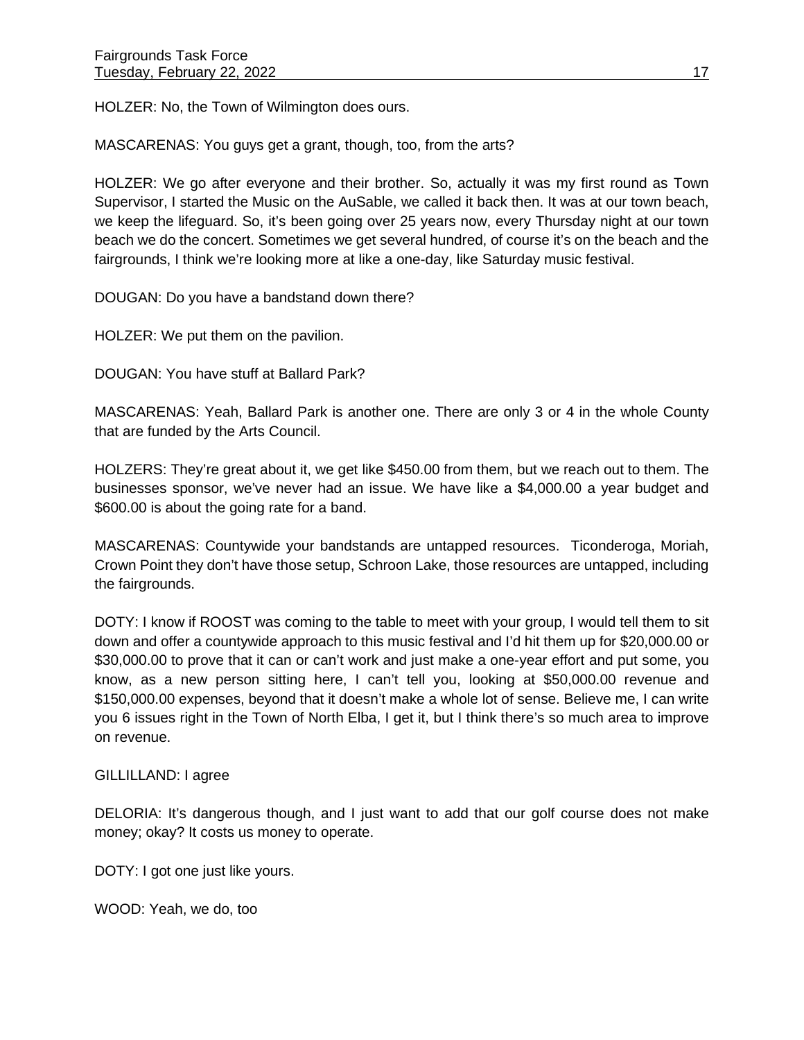HOLZER: No, the Town of Wilmington does ours.

MASCARENAS: You guys get a grant, though, too, from the arts?

HOLZER: We go after everyone and their brother. So, actually it was my first round as Town Supervisor, I started the Music on the AuSable, we called it back then. It was at our town beach, we keep the lifeguard. So, it's been going over 25 years now, every Thursday night at our town beach we do the concert. Sometimes we get several hundred, of course it's on the beach and the fairgrounds, I think we're looking more at like a one-day, like Saturday music festival.

DOUGAN: Do you have a bandstand down there?

HOLZER: We put them on the pavilion.

DOUGAN: You have stuff at Ballard Park?

MASCARENAS: Yeah, Ballard Park is another one. There are only 3 or 4 in the whole County that are funded by the Arts Council.

HOLZERS: They're great about it, we get like $450.00 from them, but we reach out to them. The businesses sponsor, we've never had an issue. We have like a $4,000.00 a year budget and $600.00 is about the going rate for a band.

MASCARENAS: Countywide your bandstands are untapped resources. Ticonderoga, Moriah, Crown Point they don't have those setup, Schroon Lake, those resources are untapped, including the fairgrounds.

DOTY: I know if ROOST was coming to the table to meet with your group, I would tell them to sit down and offer a countywide approach to this music festival and I'd hit them up for $20,000.00 or $30,000.00 to prove that it can or can't work and just make a one-year effort and put some, you know, as a new person sitting here, I can't tell you, looking at $50,000.00 revenue and $150,000.00 expenses, beyond that it doesn't make a whole lot of sense. Believe me, I can write you 6 issues right in the Town of North Elba, I get it, but I think there's so much area to improve on revenue.

GILLILLAND: I agree

DELORIA: It's dangerous though, and I just want to add that our golf course does not make money; okay? It costs us money to operate.

DOTY: I got one just like yours.

WOOD: Yeah, we do, too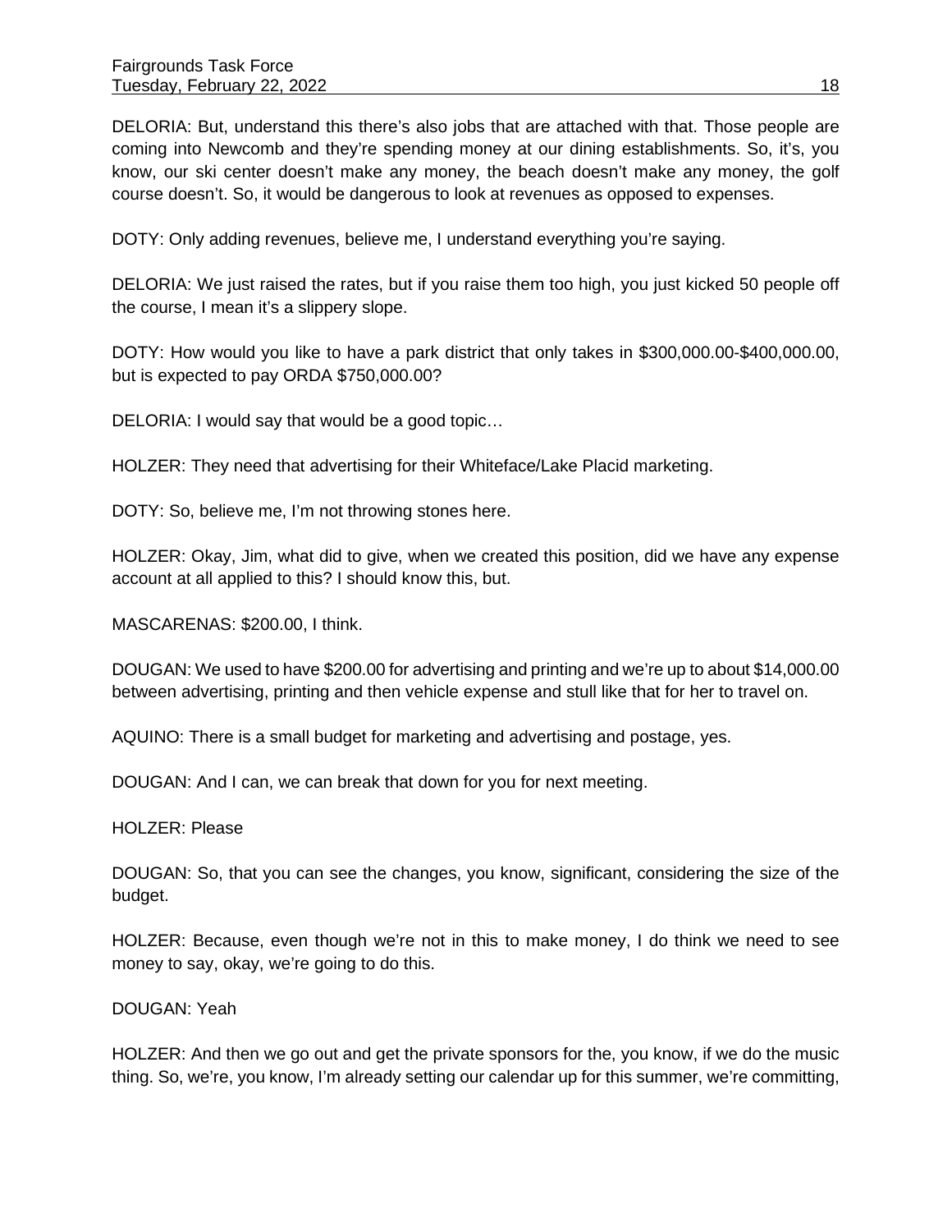DELORIA: But, understand this there's also jobs that are attached with that. Those people are coming into Newcomb and they're spending money at our dining establishments. So, it's, you know, our ski center doesn't make any money, the beach doesn't make any money, the golf course doesn't. So, it would be dangerous to look at revenues as opposed to expenses.

DOTY: Only adding revenues, believe me, I understand everything you're saying.

DELORIA: We just raised the rates, but if you raise them too high, you just kicked 50 people off the course, I mean it's a slippery slope.

DOTY: How would you like to have a park district that only takes in $300,000.00-$400,000.00, but is expected to pay ORDA $750,000.00?

DELORIA: I would say that would be a good topic…

HOLZER: They need that advertising for their Whiteface/Lake Placid marketing.

DOTY: So, believe me, I'm not throwing stones here.

HOLZER: Okay, Jim, what did to give, when we created this position, did we have any expense account at all applied to this? I should know this, but.

MASCARENAS: $200.00, I think.

DOUGAN: We used to have $200.00 for advertising and printing and we're up to about $14,000.00 between advertising, printing and then vehicle expense and stull like that for her to travel on.

AQUINO: There is a small budget for marketing and advertising and postage, yes.

DOUGAN: And I can, we can break that down for you for next meeting.

HOLZER: Please

DOUGAN: So, that you can see the changes, you know, significant, considering the size of the budget.

HOLZER: Because, even though we're not in this to make money, I do think we need to see money to say, okay, we're going to do this.

DOUGAN: Yeah

HOLZER: And then we go out and get the private sponsors for the, you know, if we do the music thing. So, we're, you know, I'm already setting our calendar up for this summer, we're committing,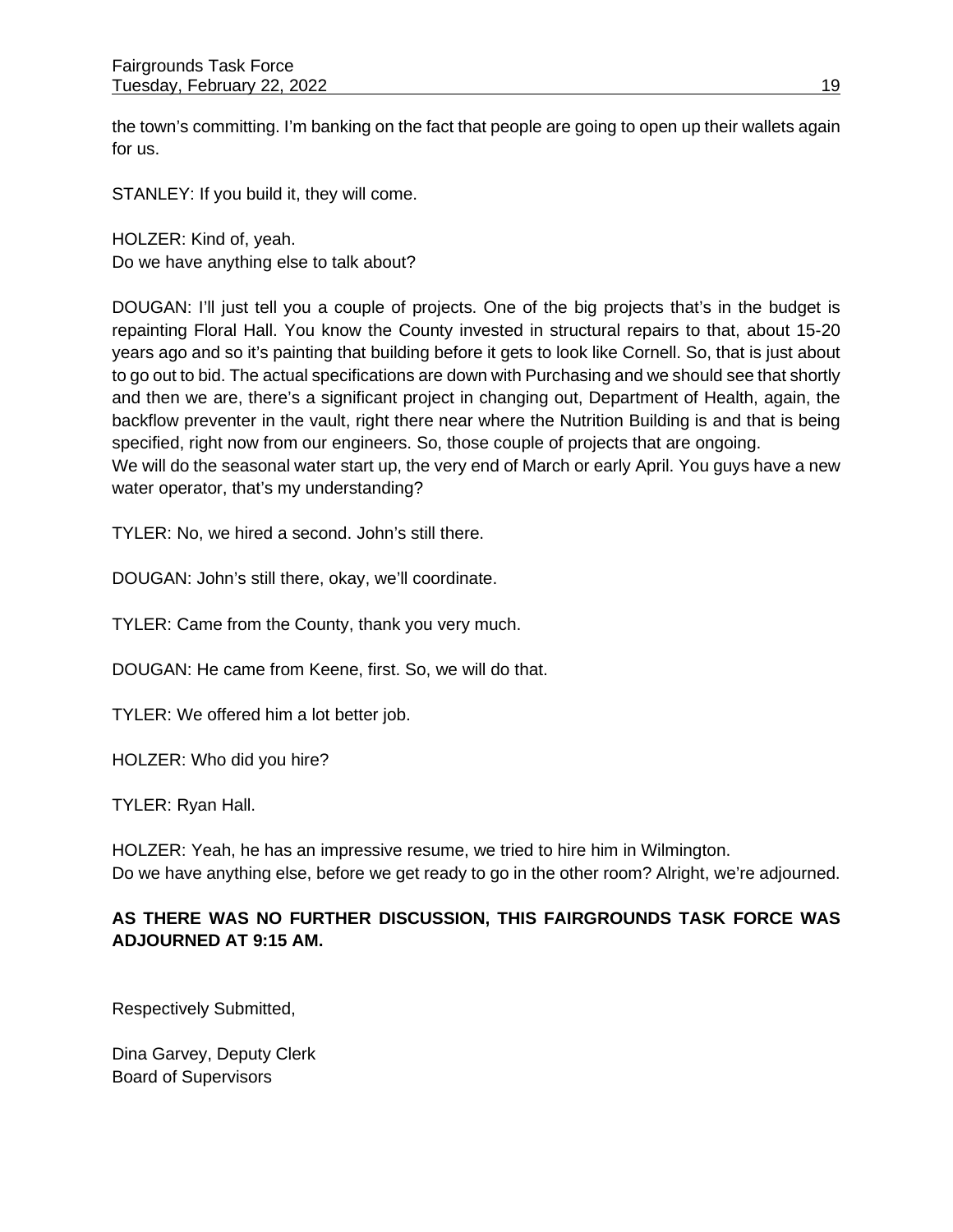the town's committing. I'm banking on the fact that people are going to open up their wallets again for us.

STANLEY: If you build it, they will come.

HOLZER: Kind of, yeah.
Do we have anything else to talk about?

DOUGAN: I'll just tell you a couple of projects. One of the big projects that's in the budget is repainting Floral Hall. You know the County invested in structural repairs to that, about 15-20 years ago and so it's painting that building before it gets to look like Cornell. So, that is just about to go out to bid. The actual specifications are down with Purchasing and we should see that shortly and then we are, there's a significant project in changing out, Department of Health, again, the backflow preventer in the vault, right there near where the Nutrition Building is and that is being specified, right now from our engineers. So, those couple of projects that are ongoing.
We will do the seasonal water start up, the very end of March or early April. You guys have a new water operator, that's my understanding?

TYLER: No, we hired a second. John's still there.

DOUGAN: John's still there, okay, we'll coordinate.

TYLER: Came from the County, thank you very much.

DOUGAN: He came from Keene, first. So, we will do that.

TYLER: We offered him a lot better job.

HOLZER: Who did you hire?

TYLER: Ryan Hall.

HOLZER: Yeah, he has an impressive resume, we tried to hire him in Wilmington.
Do we have anything else, before we get ready to go in the other room? Alright, we're adjourned.

**AS THERE WAS NO FURTHER DISCUSSION, THIS FAIRGROUNDS TASK FORCE WAS ADJOURNED AT 9:15 AM.**

Respectively Submitted,

Dina Garvey, Deputy Clerk
Board of Supervisors